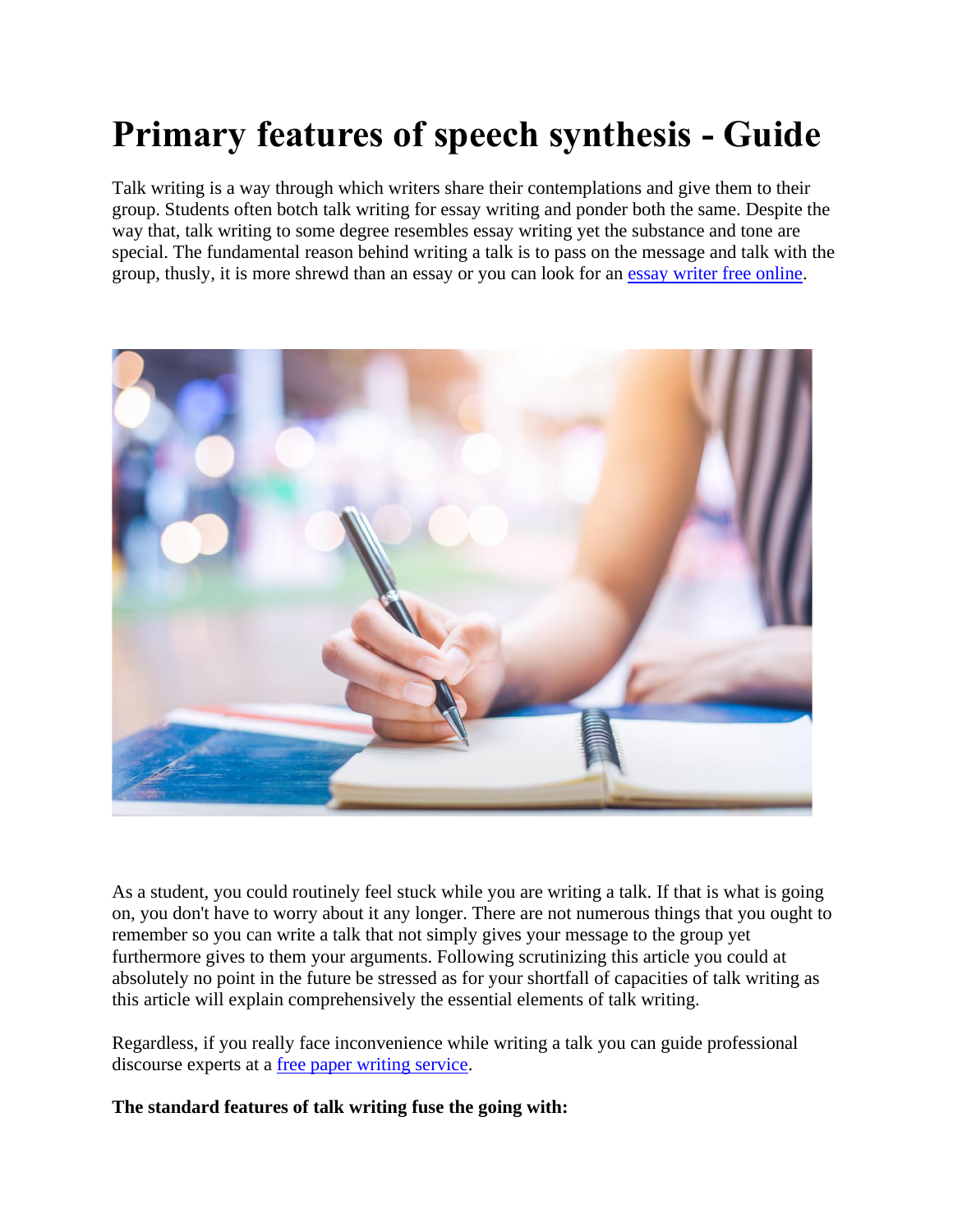# Primary features of speech synthesis - Guide

Talk writing is a way through which writers share their contemplations and give them to their group. Students often botch talk writing for essay writing and ponder both the same. Despite the way that, talk writing to some degree resembles essay writing yet the substance and tone are special. The fundamental reason behind writing a talk is to pass on the message and talk with the group, thusly, it is more shrewd than an essay or you can look for an [essay writer free online](#).

As a student, you could routinely feel stuck while you are writing a talk. If that is what is going on, you don't have to worry about it any longer. There are not numerous things that you ought to remember so you can write a talk that not simply gives your message to the group yet furthermore gives to them your arguments. Following scrutinizing this article you could at absolutely no point in the future be stressed as for your shortfall of capacities of talk writing as this article will explain comprehensively the essential elements of talk writing.

Regardless, if you really face inconvenience while writing a talk you can guide professional discourse experts at a [free paper writing service](#).

**The standard features of talk writing fuse the going with:**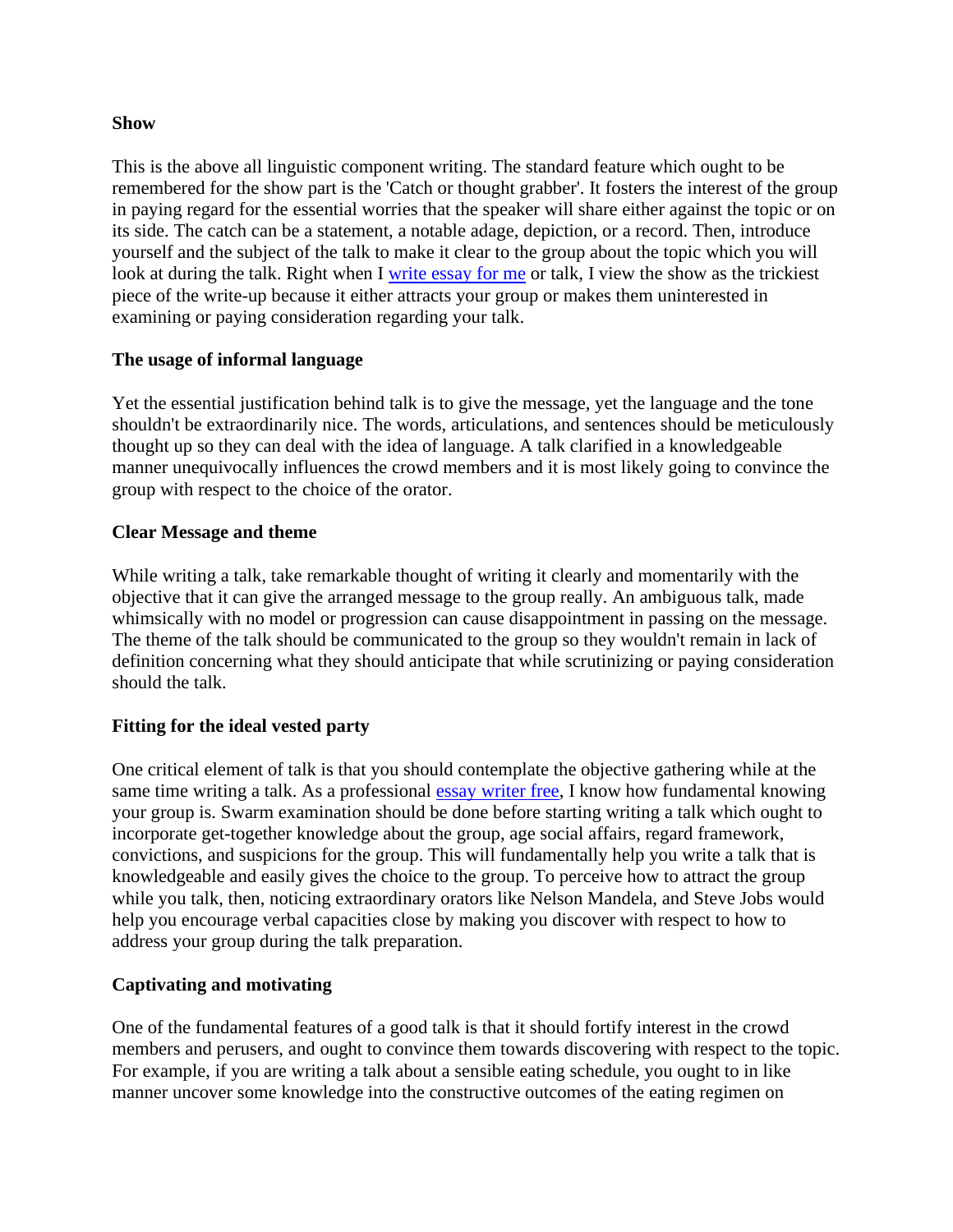**Show**

This is the above all linguistic component writing. The standard feature which ought to be remembered for the show part is the 'Catch or thought grabber'. It fosters the interest of the group in paying regard for the essential worries that the speaker will share either against the topic or on its side. The catch can be a statement, a notable adage, depiction, or a record. Then, introduce yourself and the subject of the talk to make it clear to the group about the topic which you will look at during the talk. Right when I [write essay for me]() or talk, I view the show as the trickiest piece of the write-up because it either attracts your group or makes them uninterested in examining or paying consideration regarding your talk.

**The usage of informal language**

Yet the essential justification behind talk is to give the message, yet the language and the tone shouldn't be extraordinarily nice. The words, articulations, and sentences should be meticulously thought up so they can deal with the idea of language. A talk clarified in a knowledgeable manner unequivocally influences the crowd members and it is most likely going to convince the group with respect to the choice of the orator.

**Clear Message and theme**

While writing a talk, take remarkable thought of writing it clearly and momentarily with the objective that it can give the arranged message to the group really. An ambiguous talk, made whimsically with no model or progression can cause disappointment in passing on the message. The theme of the talk should be communicated to the group so they wouldn't remain in lack of definition concerning what they should anticipate that while scrutinizing or paying consideration should the talk.

**Fitting for the ideal vested party**

One critical element of talk is that you should contemplate the objective gathering while at the same time writing a talk. As a professional [essay writer free](), I know how fundamental knowing your group is. Swarm examination should be done before starting writing a talk which ought to incorporate get-together knowledge about the group, age social affairs, regard framework, convictions, and suspicions for the group. This will fundamentally help you write a talk that is knowledgeable and easily gives the choice to the group. To perceive how to attract the group while you talk, then, noticing extraordinary orators like Nelson Mandela, and Steve Jobs would help you encourage verbal capacities close by making you discover with respect to how to address your group during the talk preparation.

**Captivating and motivating**

One of the fundamental features of a good talk is that it should fortify interest in the crowd members and perusers, and ought to convince them towards discovering with respect to the topic. For example, if you are writing a talk about a sensible eating schedule, you ought to in like manner uncover some knowledge into the constructive outcomes of the eating regimen on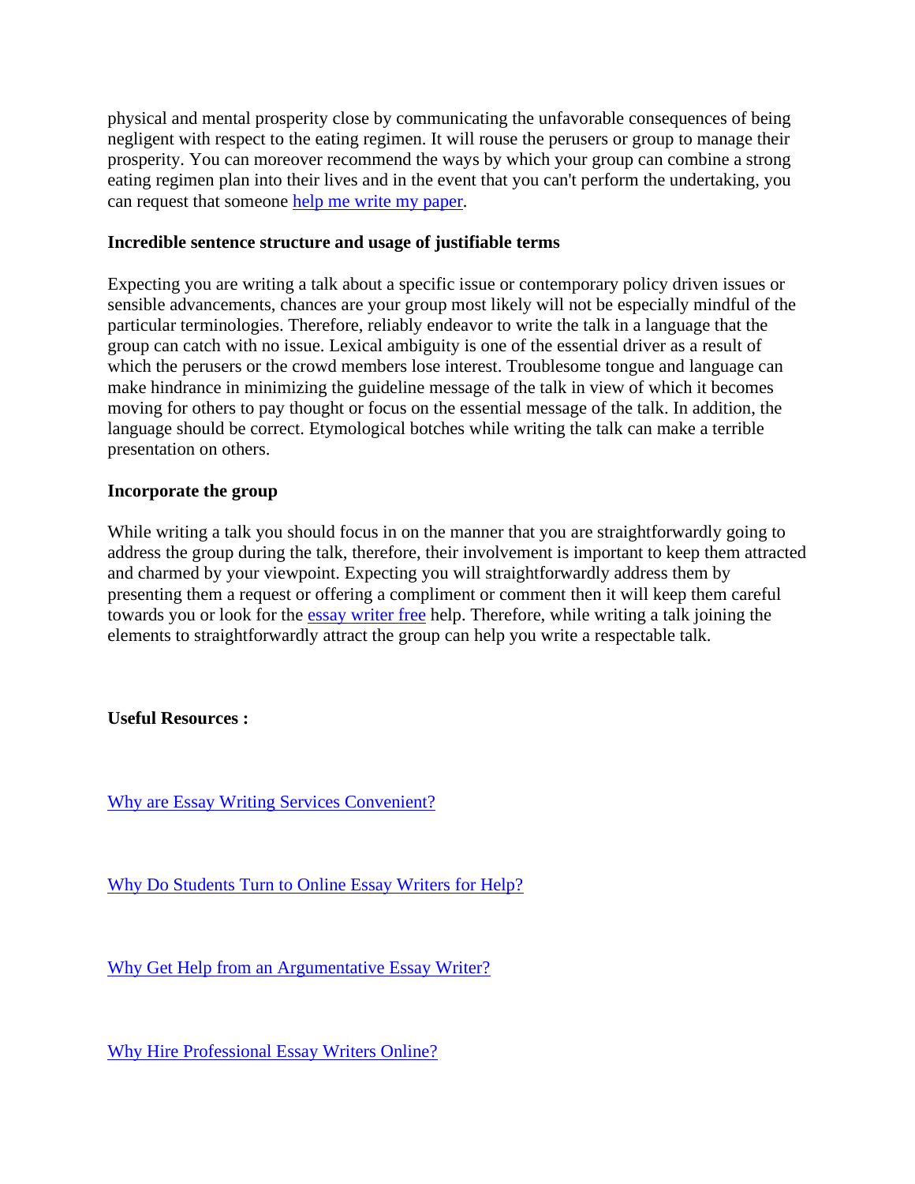physical and mental prosperity close by communicating the unfavorable consequences of being negligent with respect to the eating regimen. It will rouse the perusers or group to manage their prosperity. You can moreover recommend the ways by which your group can combine a strong eating regimen plan into their lives and in the event that you can't perform the undertaking, you can request that someone [help me write my paper](#).

**Incredible sentence structure and usage of justifiable terms**

Expecting you are writing a talk about a specific issue or contemporary policy driven issues or sensible advancements, chances are your group most likely will not be especially mindful of the particular terminologies. Therefore, reliably endeavor to write the talk in a language that the group can catch with no issue. Lexical ambiguity is one of the essential driver as a result of which the perusers or the crowd members lose interest. Troublesome tongue and language can make hindrance in minimizing the guideline message of the talk in view of which it becomes moving for others to pay thought or focus on the essential message of the talk. In addition, the language should be correct. Etymological botches while writing the talk can make a terrible presentation on others.

**Incorporate the group**

While writing a talk you should focus in on the manner that you are straightforwardly going to address the group during the talk, therefore, their involvement is important to keep them attracted and charmed by your viewpoint. Expecting you will straightforwardly address them by presenting them a request or offering a compliment or comment then it will keep them careful towards you or look for the [essay writer free](#) help. Therefore, while writing a talk joining the elements to straightforwardly attract the group can help you write a respectable talk.

**Useful Resources :**

[Why are Essay Writing Services Convenient?](#)

[Why Do Students Turn to Online Essay Writers for Help?](#)

[Why Get Help from an Argumentative Essay Writer?](#)

[Why Hire Professional Essay Writers Online?](#)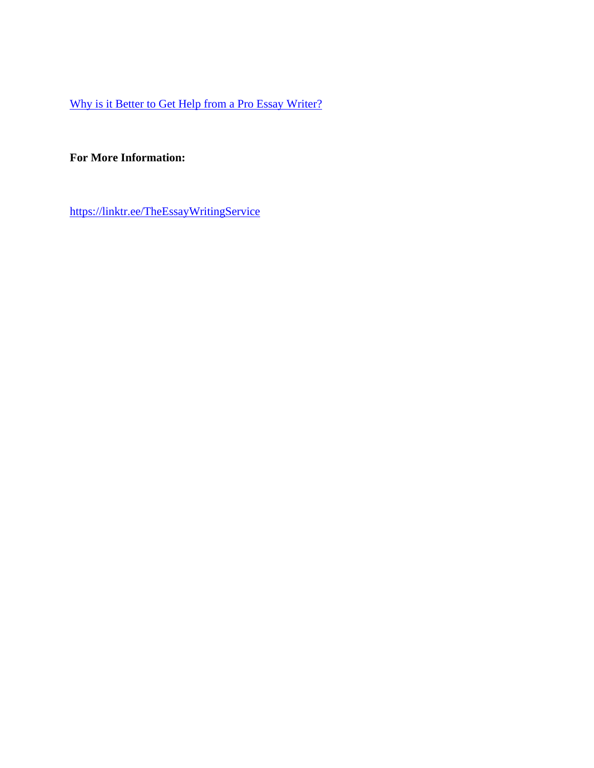[Why is it Better to Get Help from a Pro Essay Writer?]()

**For More Information:**

[https://linktr.ee/TheEssayWritingService](https://linktr.ee/TheEssayWritingService)